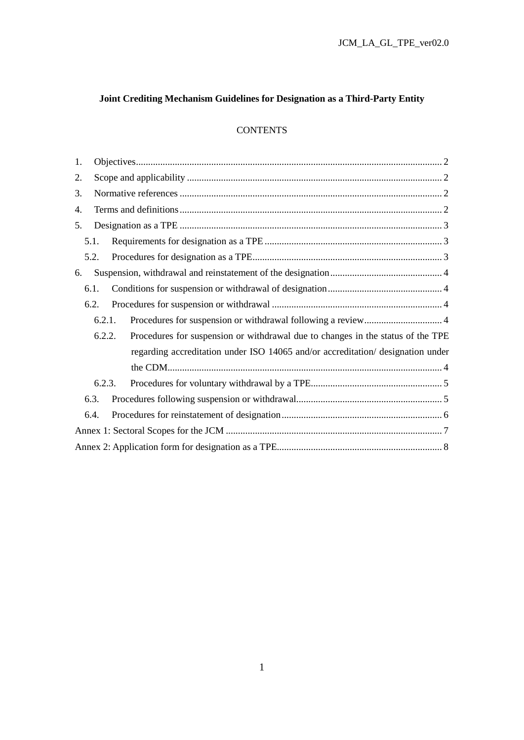# Joint Crediting Mechanism Guidelines for Designation as a Third-Party Entity

CONTENTS

1. Objectives .......... 2
2. Scope and applicability .......... 2
3. Normative references .......... 2
4. Terms and definitions .......... 2
5. Designation as a TPE .......... 3
   - 5.1. Requirements for designation as a TPE .......... 3
   - 5.2. Procedures for designation as a TPE .......... 3
6. Suspension, withdrawal and reinstatement of the designation .......... 4
   - 6.1. Conditions for suspension or withdrawal of designation .......... 4
   - 6.2. Procedures for suspension or withdrawal .......... 4
     - 6.2.1. Procedures for suspension or withdrawal following a review .......... 4
     - 6.2.2. Procedures for suspension or withdrawal due to changes in the status of the TPE regarding accreditation under ISO 14065 and/or accreditation/ designation under the CDM .......... 4
     - 6.2.3. Procedures for voluntary withdrawal by a TPE .......... 5
   - 6.3. Procedures following suspension or withdrawal .......... 5
   - 6.4. Procedures for reinstatement of designation .......... 6

Annex 1: Sectoral Scopes for the JCM .......... 7

Annex 2: Application form for designation as a TPE .......... 8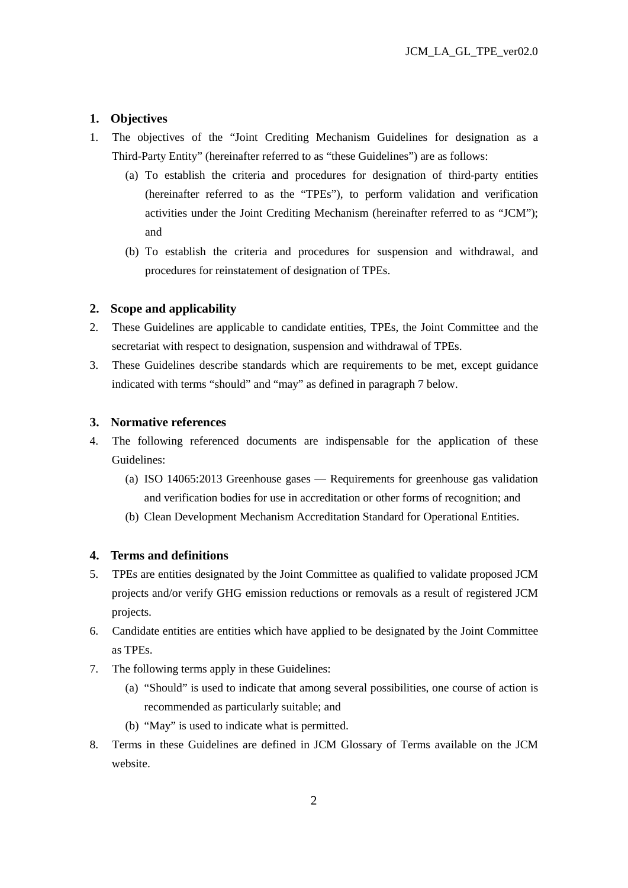## 1. Objectives

1. The objectives of the "Joint Crediting Mechanism Guidelines for designation as a Third-Party Entity" (hereinafter referred to as "these Guidelines") are as follows:
   - (a) To establish the criteria and procedures for designation of third-party entities (hereinafter referred to as the "TPEs"), to perform validation and verification activities under the Joint Crediting Mechanism (hereinafter referred to as "JCM"); and
   - (b) To establish the criteria and procedures for suspension and withdrawal, and procedures for reinstatement of designation of TPEs.

## 2. Scope and applicability

2. These Guidelines are applicable to candidate entities, TPEs, the Joint Committee and the secretariat with respect to designation, suspension and withdrawal of TPEs.
3. These Guidelines describe standards which are requirements to be met, except guidance indicated with terms "should" and "may" as defined in paragraph 7 below.

## 3. Normative references

4. The following referenced documents are indispensable for the application of these Guidelines:
   - (a) ISO 14065:2013 Greenhouse gases — Requirements for greenhouse gas validation and verification bodies for use in accreditation or other forms of recognition; and
   - (b) Clean Development Mechanism Accreditation Standard for Operational Entities.

## 4. Terms and definitions

5. TPEs are entities designated by the Joint Committee as qualified to validate proposed JCM projects and/or verify GHG emission reductions or removals as a result of registered JCM projects.
6. Candidate entities are entities which have applied to be designated by the Joint Committee as TPEs.
7. The following terms apply in these Guidelines:
   - (a) "Should" is used to indicate that among several possibilities, one course of action is recommended as particularly suitable; and
   - (b) "May" is used to indicate what is permitted.
8. Terms in these Guidelines are defined in JCM Glossary of Terms available on the JCM website.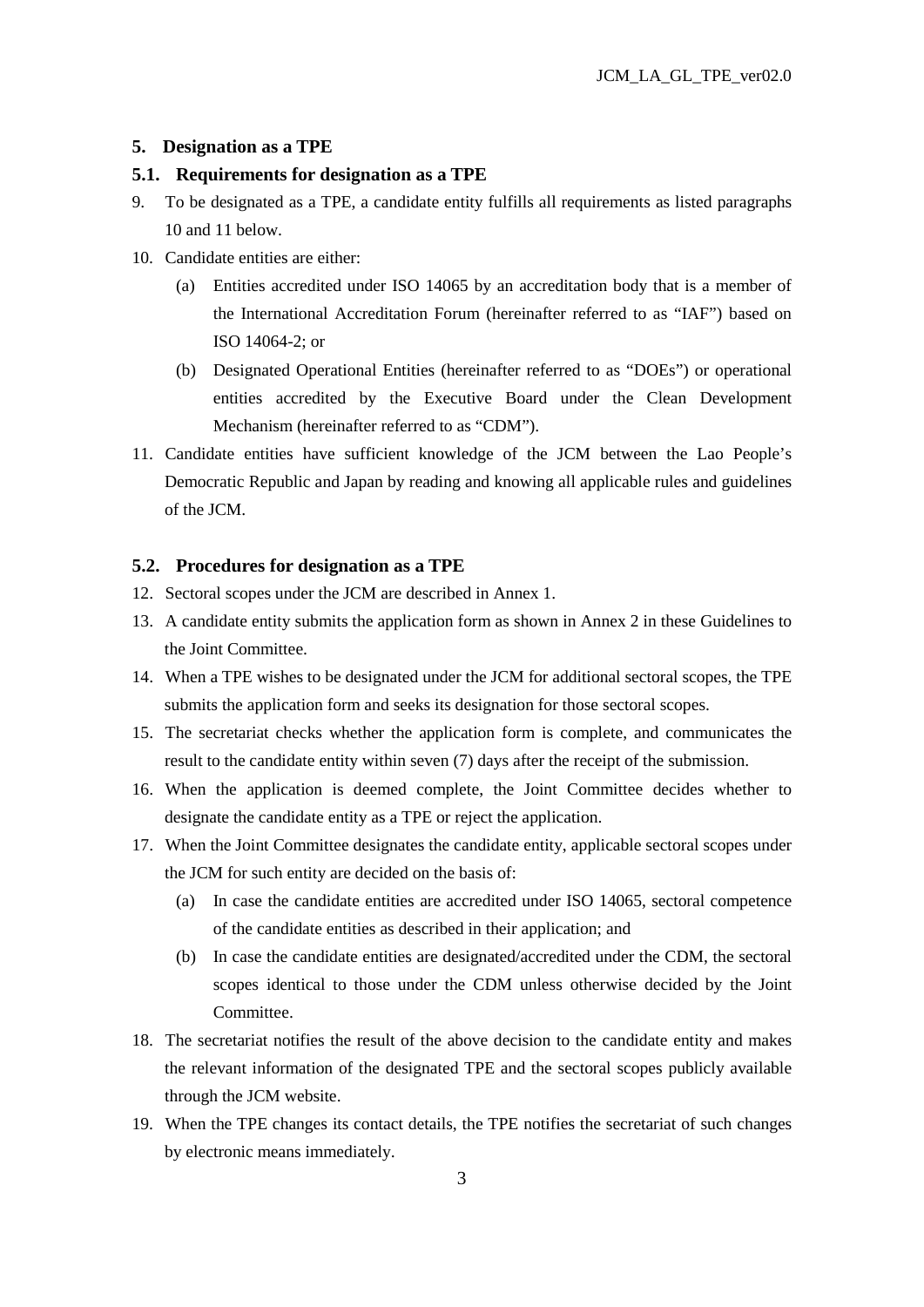## 5. Designation as a TPE

### 5.1. Requirements for designation as a TPE

9. To be designated as a TPE, a candidate entity fulfills all requirements as listed paragraphs 10 and 11 below.
10. Candidate entities are either:
    - (a) Entities accredited under ISO 14065 by an accreditation body that is a member of the International Accreditation Forum (hereinafter referred to as "IAF") based on ISO 14064-2; or
    - (b) Designated Operational Entities (hereinafter referred to as "DOEs") or operational entities accredited by the Executive Board under the Clean Development Mechanism (hereinafter referred to as "CDM").
11. Candidate entities have sufficient knowledge of the JCM between the Lao People's Democratic Republic and Japan by reading and knowing all applicable rules and guidelines of the JCM.

### 5.2. Procedures for designation as a TPE

12. Sectoral scopes under the JCM are described in Annex 1.
13. A candidate entity submits the application form as shown in Annex 2 in these Guidelines to the Joint Committee.
14. When a TPE wishes to be designated under the JCM for additional sectoral scopes, the TPE submits the application form and seeks its designation for those sectoral scopes.
15. The secretariat checks whether the application form is complete, and communicates the result to the candidate entity within seven (7) days after the receipt of the submission.
16. When the application is deemed complete, the Joint Committee decides whether to designate the candidate entity as a TPE or reject the application.
17. When the Joint Committee designates the candidate entity, applicable sectoral scopes under the JCM for such entity are decided on the basis of:
    - (a) In case the candidate entities are accredited under ISO 14065, sectoral competence of the candidate entities as described in their application; and
    - (b) In case the candidate entities are designated/accredited under the CDM, the sectoral scopes identical to those under the CDM unless otherwise decided by the Joint Committee.
18. The secretariat notifies the result of the above decision to the candidate entity and makes the relevant information of the designated TPE and the sectoral scopes publicly available through the JCM website.
19. When the TPE changes its contact details, the TPE notifies the secretariat of such changes by electronic means immediately.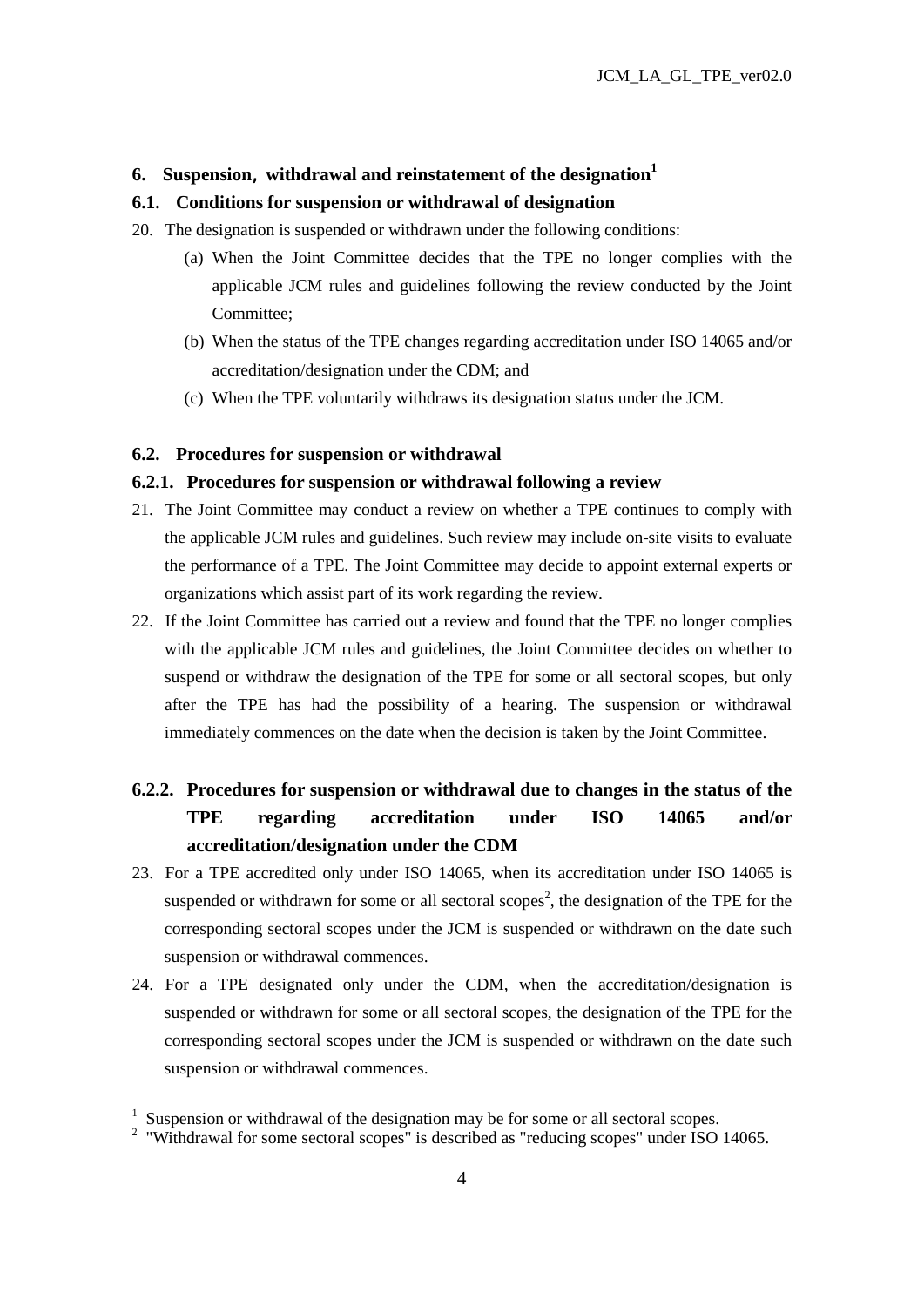## 6. Suspension, withdrawal and reinstatement of the designation[1]

### 6.1. Conditions for suspension or withdrawal of designation

20. The designation is suspended or withdrawn under the following conditions:

    (a) When the Joint Committee decides that the TPE no longer complies with the applicable JCM rules and guidelines following the review conducted by the Joint Committee;

    (b) When the status of the TPE changes regarding accreditation under ISO 14065 and/or accreditation/designation under the CDM; and

    (c) When the TPE voluntarily withdraws its designation status under the JCM.

### 6.2. Procedures for suspension or withdrawal

#### 6.2.1. Procedures for suspension or withdrawal following a review

21. The Joint Committee may conduct a review on whether a TPE continues to comply with the applicable JCM rules and guidelines. Such review may include on-site visits to evaluate the performance of a TPE. The Joint Committee may decide to appoint external experts or organizations which assist part of its work regarding the review.

22. If the Joint Committee has carried out a review and found that the TPE no longer complies with the applicable JCM rules and guidelines, the Joint Committee decides on whether to suspend or withdraw the designation of the TPE for some or all sectoral scopes, but only after the TPE has had the possibility of a hearing. The suspension or withdrawal immediately commences on the date when the decision is taken by the Joint Committee.

#### 6.2.2. Procedures for suspension or withdrawal due to changes in the status of the TPE regarding accreditation under ISO 14065 and/or accreditation/designation under the CDM

23. For a TPE accredited only under ISO 14065, when its accreditation under ISO 14065 is suspended or withdrawn for some or all sectoral scopes[2], the designation of the TPE for the corresponding sectoral scopes under the JCM is suspended or withdrawn on the date such suspension or withdrawal commences.

24. For a TPE designated only under the CDM, when the accreditation/designation is suspended or withdrawn for some or all sectoral scopes, the designation of the TPE for the corresponding sectoral scopes under the JCM is suspended or withdrawn on the date such suspension or withdrawal commences.

---

[1] Suspension or withdrawal of the designation may be for some or all sectoral scopes.

[2] "Withdrawal for some sectoral scopes" is described as "reducing scopes" under ISO 14065.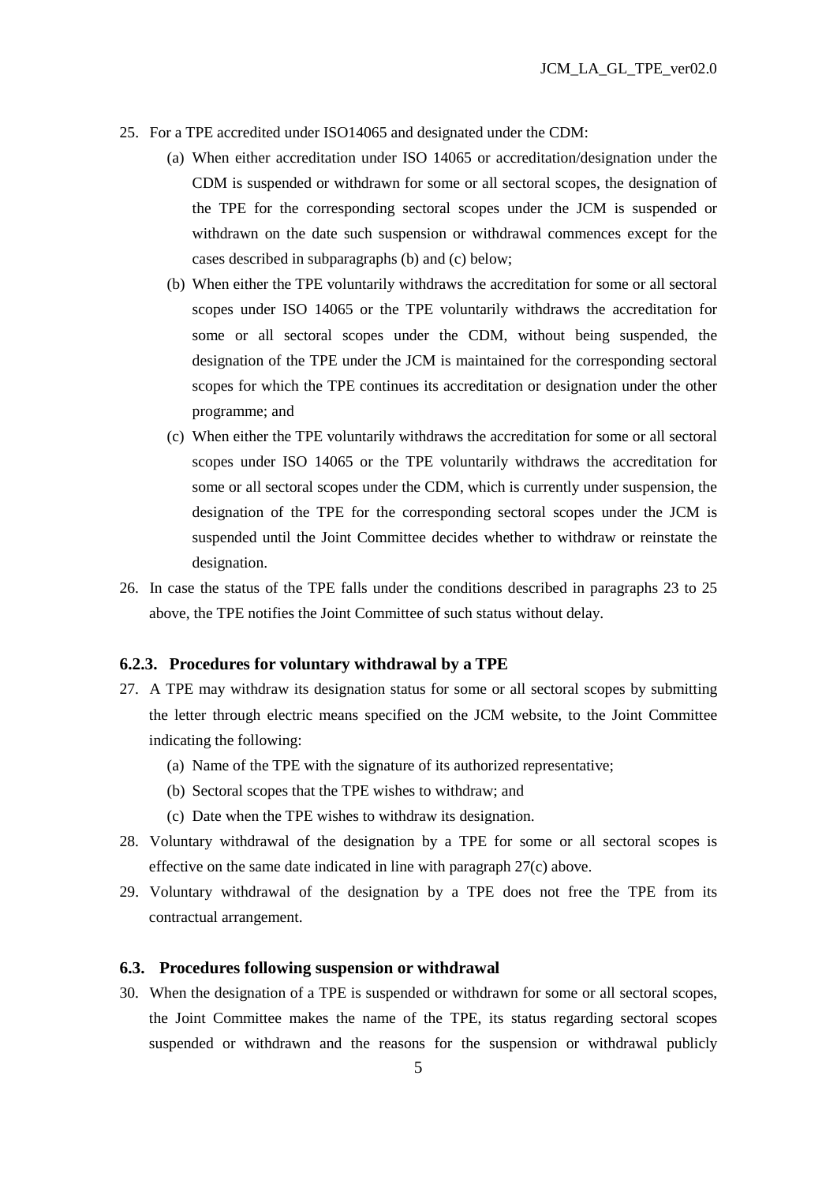25. For a TPE accredited under ISO14065 and designated under the CDM:
    - (a) When either accreditation under ISO 14065 or accreditation/designation under the CDM is suspended or withdrawn for some or all sectoral scopes, the designation of the TPE for the corresponding sectoral scopes under the JCM is suspended or withdrawn on the date such suspension or withdrawal commences except for the cases described in subparagraphs (b) and (c) below;
    - (b) When either the TPE voluntarily withdraws the accreditation for some or all sectoral scopes under ISO 14065 or the TPE voluntarily withdraws the accreditation for some or all sectoral scopes under the CDM, without being suspended, the designation of the TPE under the JCM is maintained for the corresponding sectoral scopes for which the TPE continues its accreditation or designation under the other programme; and
    - (c) When either the TPE voluntarily withdraws the accreditation for some or all sectoral scopes under ISO 14065 or the TPE voluntarily withdraws the accreditation for some or all sectoral scopes under the CDM, which is currently under suspension, the designation of the TPE for the corresponding sectoral scopes under the JCM is suspended until the Joint Committee decides whether to withdraw or reinstate the designation.
26. In case the status of the TPE falls under the conditions described in paragraphs 23 to 25 above, the TPE notifies the Joint Committee of such status without delay.

### 6.2.3. Procedures for voluntary withdrawal by a TPE

27. A TPE may withdraw its designation status for some or all sectoral scopes by submitting the letter through electric means specified on the JCM website, to the Joint Committee indicating the following:
    - (a) Name of the TPE with the signature of its authorized representative;
    - (b) Sectoral scopes that the TPE wishes to withdraw; and
    - (c) Date when the TPE wishes to withdraw its designation.
28. Voluntary withdrawal of the designation by a TPE for some or all sectoral scopes is effective on the same date indicated in line with paragraph 27(c) above.
29. Voluntary withdrawal of the designation by a TPE does not free the TPE from its contractual arrangement.

### 6.3. Procedures following suspension or withdrawal

30. When the designation of a TPE is suspended or withdrawn for some or all sectoral scopes, the Joint Committee makes the name of the TPE, its status regarding sectoral scopes suspended or withdrawn and the reasons for the suspension or withdrawal publicly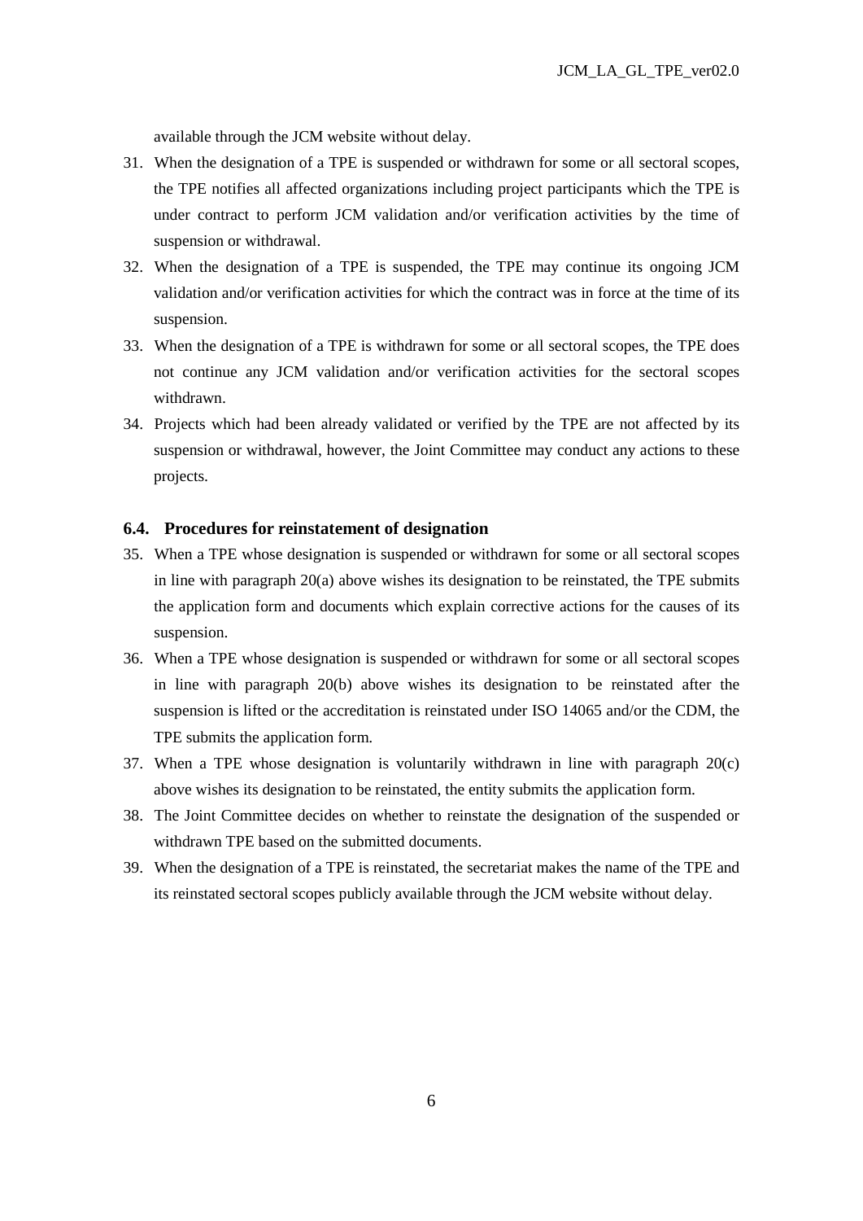available through the JCM website without delay.

31. When the designation of a TPE is suspended or withdrawn for some or all sectoral scopes, the TPE notifies all affected organizations including project participants which the TPE is under contract to perform JCM validation and/or verification activities by the time of suspension or withdrawal.
32. When the designation of a TPE is suspended, the TPE may continue its ongoing JCM validation and/or verification activities for which the contract was in force at the time of its suspension.
33. When the designation of a TPE is withdrawn for some or all sectoral scopes, the TPE does not continue any JCM validation and/or verification activities for the sectoral scopes withdrawn.
34. Projects which had been already validated or verified by the TPE are not affected by its suspension or withdrawal, however, the Joint Committee may conduct any actions to these projects.

### 6.4. Procedures for reinstatement of designation

35. When a TPE whose designation is suspended or withdrawn for some or all sectoral scopes in line with paragraph 20(a) above wishes its designation to be reinstated, the TPE submits the application form and documents which explain corrective actions for the causes of its suspension.
36. When a TPE whose designation is suspended or withdrawn for some or all sectoral scopes in line with paragraph 20(b) above wishes its designation to be reinstated after the suspension is lifted or the accreditation is reinstated under ISO 14065 and/or the CDM, the TPE submits the application form.
37. When a TPE whose designation is voluntarily withdrawn in line with paragraph 20(c) above wishes its designation to be reinstated, the entity submits the application form.
38. The Joint Committee decides on whether to reinstate the designation of the suspended or withdrawn TPE based on the submitted documents.
39. When the designation of a TPE is reinstated, the secretariat makes the name of the TPE and its reinstated sectoral scopes publicly available through the JCM website without delay.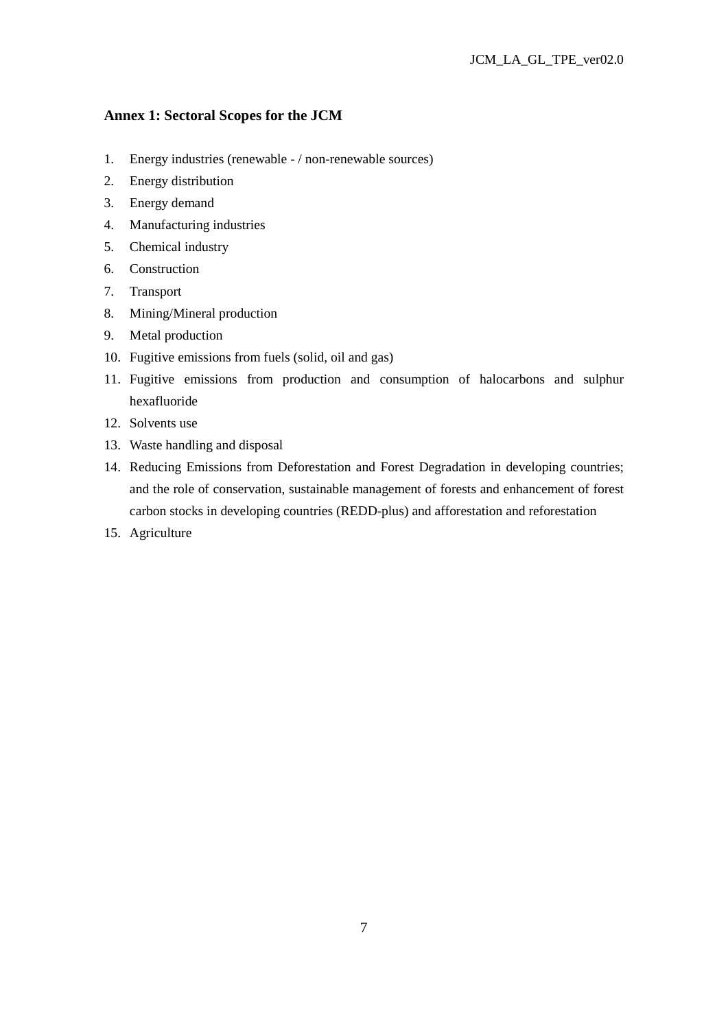**Annex 1: Sectoral Scopes for the JCM**

1. Energy industries (renewable - / non-renewable sources)
2. Energy distribution
3. Energy demand
4. Manufacturing industries
5. Chemical industry
6. Construction
7. Transport
8. Mining/Mineral production
9. Metal production
10. Fugitive emissions from fuels (solid, oil and gas)
11. Fugitive emissions from production and consumption of halocarbons and sulphur hexafluoride
12. Solvents use
13. Waste handling and disposal
14. Reducing Emissions from Deforestation and Forest Degradation in developing countries; and the role of conservation, sustainable management of forests and enhancement of forest carbon stocks in developing countries (REDD-plus) and afforestation and reforestation
15. Agriculture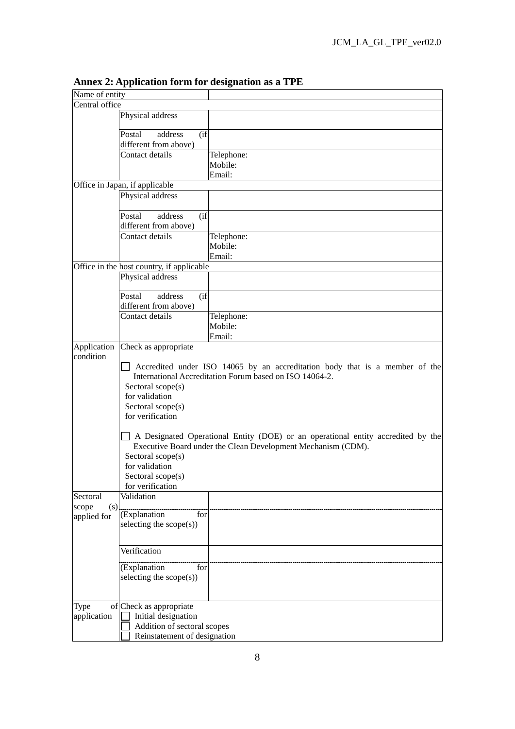## Annex 2: Application form for designation as a TPE

| Name of entity | | |
|---|---|---|
| Central office | | |
| | Physical address | |
| | Postal address (if different from above) | |
| | Contact details | Telephone:<br>Mobile:<br>Email: |
| Office in Japan, if applicable | | |
| | Physical address | |
| | Postal address (if different from above) | |
| | Contact details | Telephone:<br>Mobile:<br>Email: |
| Office in the host country, if applicable | | |
| | Physical address | |
| | Postal address (if different from above) | |
| | Contact details | Telephone:<br>Mobile:<br>Email: |
| Application condition | Check as appropriate<br><br>☐ Accredited under ISO 14065 by an accreditation body that is a member of the International Accreditation Forum based on ISO 14064-2.<br>Sectoral scope(s) for validation<br>Sectoral scope(s) for verification<br><br>☐ A Designated Operational Entity (DOE) or an operational entity accredited by the Executive Board under the Clean Development Mechanism (CDM).<br>Sectoral scope(s) for validation<br>Sectoral scope(s) for verification | |
| Sectoral scope (s) applied for | Validation | |
| | (Explanation for selecting the scope(s)) | |
| | Verification | |
| | (Explanation for selecting the scope(s)) | |
| Type of application | Check as appropriate<br>☐ Initial designation<br>☐ Addition of sectoral scopes<br>☐ Reinstatement of designation | |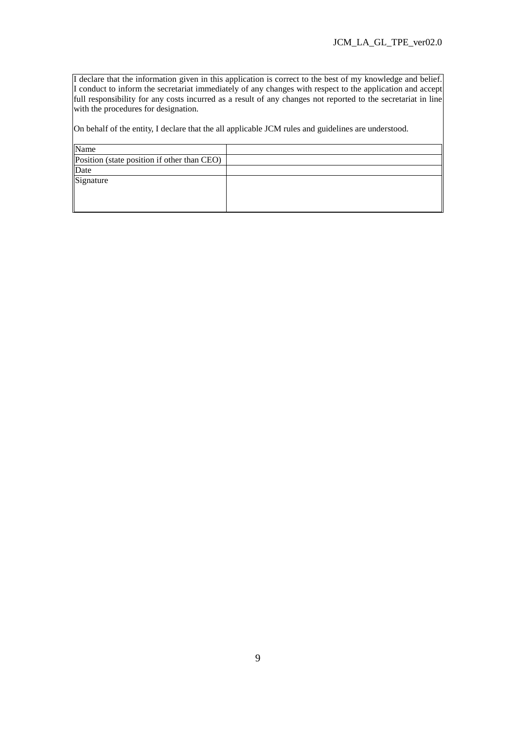I declare that the information given in this application is correct to the best of my knowledge and belief. I conduct to inform the secretariat immediately of any changes with respect to the application and accept full responsibility for any costs incurred as a result of any changes not reported to the secretariat in line with the procedures for designation.

On behalf of the entity, I declare that the all applicable JCM rules and guidelines are understood.

| | |
|---|---|
| Name | |
| Position (state position if other than CEO) | |
| Date | |
| Signature | |